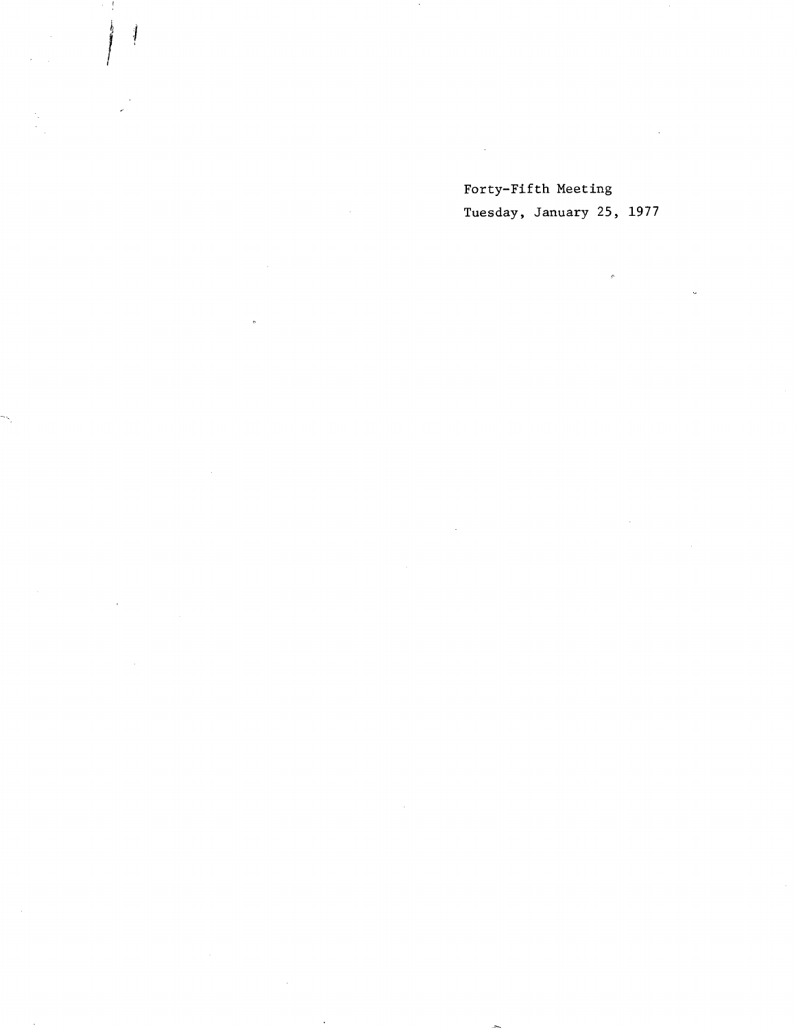Forty-Fifth Meeting

Tuesday, January 25, 1977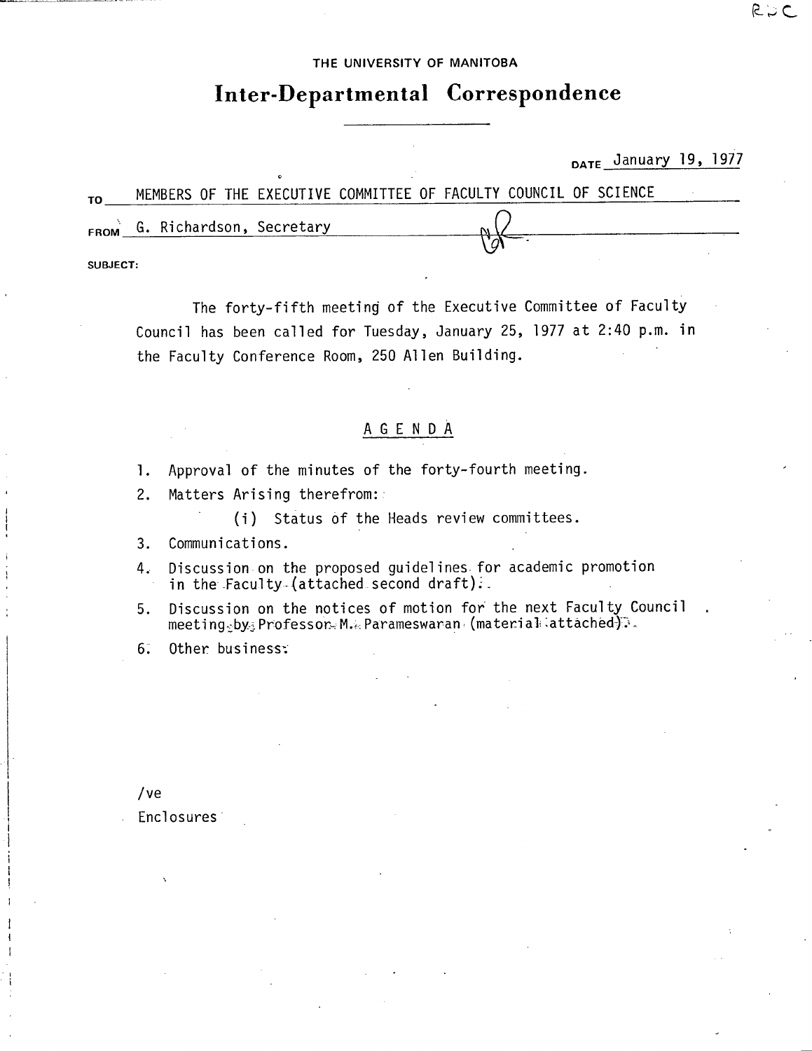THE UNIVERSITY OF MANITOBA

# Inter-Departmental Correspondence

DATE January 19, 1977

TO MEMBERS OF THE EXECUTIVE COMMITTEE OF FACULTY COUNCIL OF SCIENCE

FROM G. Richardson, Secretary

SUBJECT:

The forty-fifth meeting of the Executive Committee of Faculty Council has been called for Tuesday, January 25, 1977 at 2:40 p.m. in the Faculty Conference Room, 250 Allen Building.

## AGENDA

1. Approval of the minutes of the forty-fourth meeting.
2. Matters Arising therefrom:
   (i) Status of the Heads review committees.
3. Communications.
4. Discussion on the proposed guidelines for academic promotion in the Faculty (attached second draft).
5. Discussion on the notices of motion for the next Faculty Council meeting by Professor M. Parameswaran (material attached).
6. Other business.

/ve

Enclosures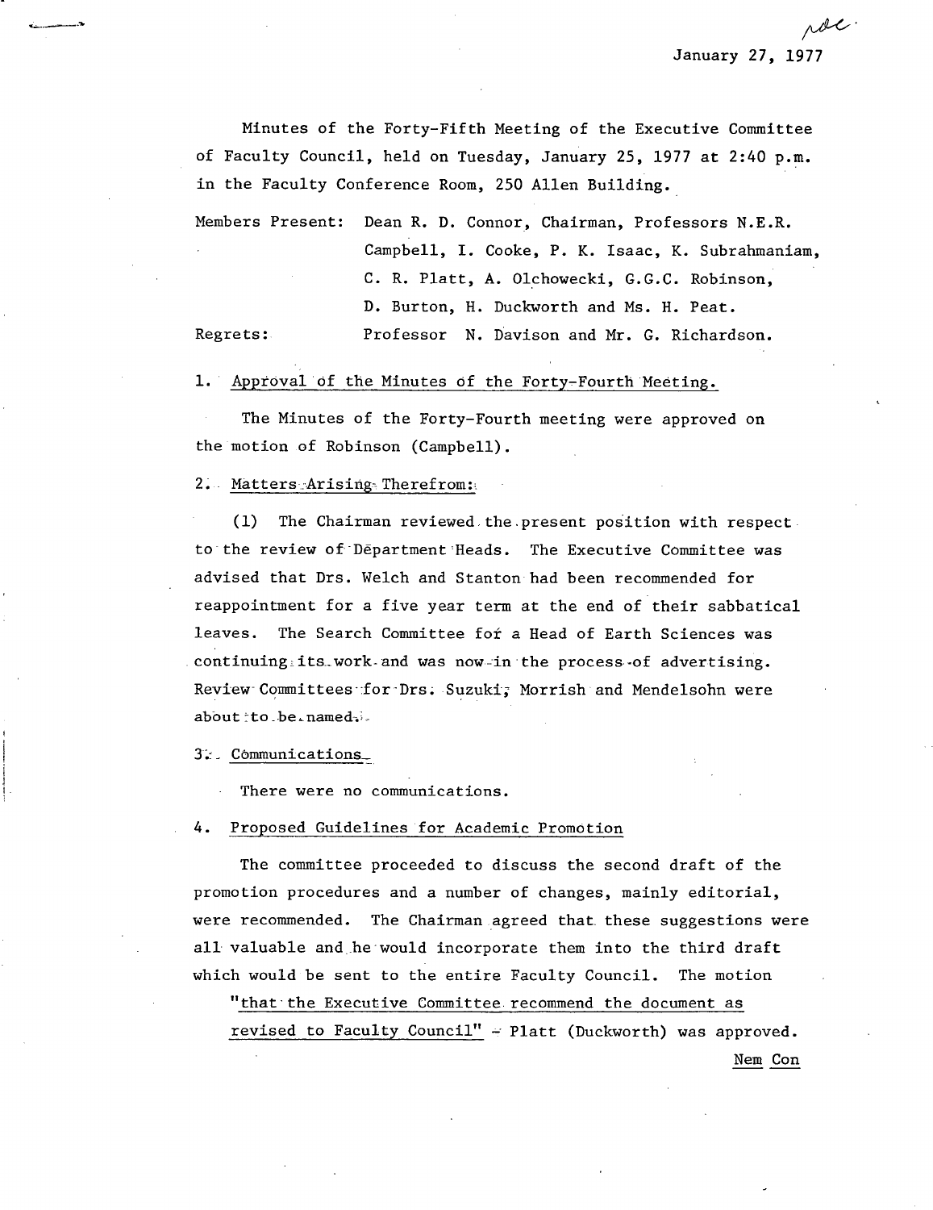January 27, 1977

Minutes of the Forty-Fifth Meeting of the Executive Committee of Faculty Council, held on Tuesday, January 25, 1977 at 2:40 p.m. in the Faculty Conference Room, 250 Allen Building.

Members Present: Dean R. D. Connor, Chairman, Professors N.E.R. Campbell, I. Cooke, P. K. Isaac, K. Subrahmaniam, C. R. Platt, A. Olchowecki, G.G.C. Robinson, D. Burton, H. Duckworth and Ms. H. Peat.

Regrets: Professor N. Davison and Mr. G. Richardson.

1. Approval of the Minutes of the Forty-Fourth Meeting.

The Minutes of the Forty-Fourth meeting were approved on the motion of Robinson (Campbell).

2. Matters Arising Therefrom:

(1) The Chairman reviewed the present position with respect to the review of Department Heads. The Executive Committee was advised that Drs. Welch and Stanton had been recommended for reappointment for a five year term at the end of their sabbatical leaves. The Search Committee for a Head of Earth Sciences was continuing its work and was now in the process of advertising. Review Committees for Drs. Suzuki, Morrish and Mendelsohn were about to be named.

3. Communications

There were no communications.

4. Proposed Guidelines for Academic Promotion

The committee proceeded to discuss the second draft of the promotion procedures and a number of changes, mainly editorial, were recommended. The Chairman agreed that these suggestions were all valuable and he would incorporate them into the third draft which would be sent to the entire Faculty Council. The motion

"that the Executive Committee recommend the document as revised to Faculty Council" - Platt (Duckworth) was approved.

Nem Con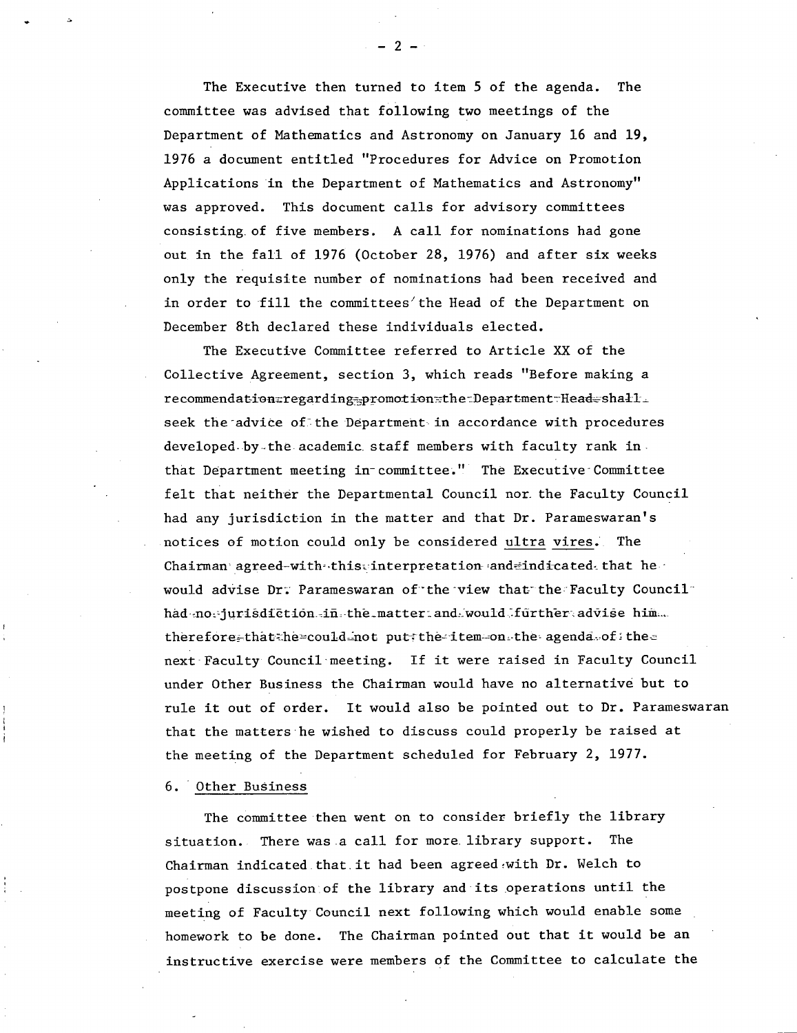The Executive then turned to item 5 of the agenda. The committee was advised that following two meetings of the Department of Mathematics and Astronomy on January 16 and 19, 1976 a document entitled "Procedures for Advice on Promotion Applications in the Department of Mathematics and Astronomy" was approved. This document calls for advisory committees consisting of five members. A call for nominations had gone out in the fall of 1976 (October 28, 1976) and after six weeks only the requisite number of nominations had been received and in order to fill the committees the Head of the Department on December 8th declared these individuals elected.

The Executive Committee referred to Article XX of the Collective Agreement, section 3, which reads "Before making a recommendation regarding promotion the Department Head shall seek the advice of the Department in accordance with procedures developed by the academic staff members with faculty rank in that Department meeting in committee." The Executive Committee felt that neither the Departmental Council nor the Faculty Council had any jurisdiction in the matter and that Dr. Parameswaran's notices of motion could only be considered <u>ultra vires</u>. The Chairman agreed with this interpretation and indicated that he would advise Dr. Parameswaran of the view that the Faculty Council had no jurisdiction in the matter and would further advise him therefore that he could not put the item on the agenda of the next Faculty Council meeting. If it were raised in Faculty Council under Other Business the Chairman would have no alternative but to rule it out of order. It would also be pointed out to Dr. Parameswaran that the matters he wished to discuss could properly be raised at the meeting of the Department scheduled for February 2, 1977.

6. <u>Other Business</u>

The committee then went on to consider briefly the library situation. There was a call for more library support. The Chairman indicated that it had been agreed with Dr. Welch to postpone discussion of the library and its operations until the meeting of Faculty Council next following which would enable some homework to be done. The Chairman pointed out that it would be an instructive exercise were members of the Committee to calculate the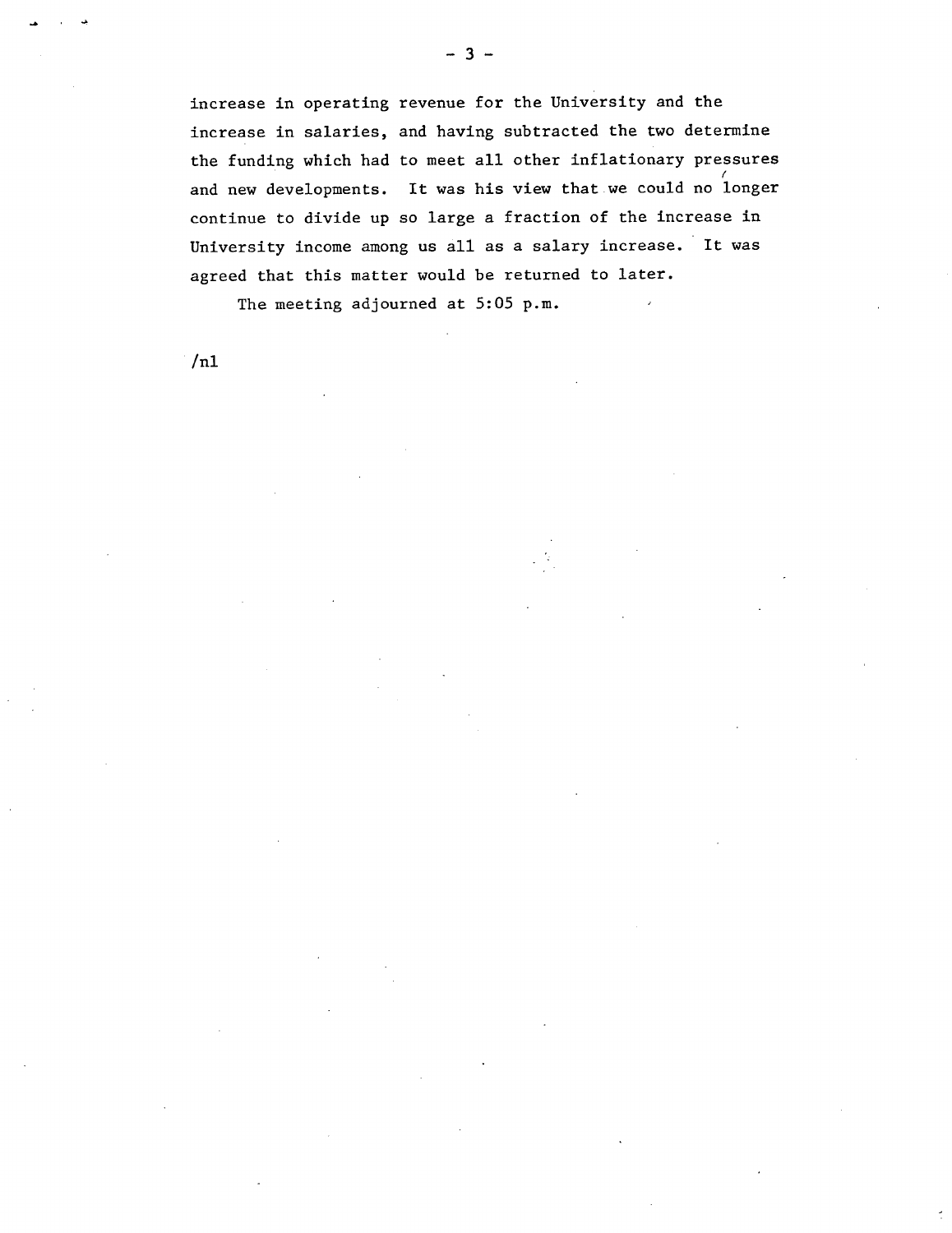increase in operating revenue for the University and the increase in salaries, and having subtracted the two determine the funding which had to meet all other inflationary pressures and new developments. It was his view that we could no longer continue to divide up so large a fraction of the increase in University income among us all as a salary increase. It was agreed that this matter would be returned to later.

The meeting adjourned at 5:05 p.m.

/nl